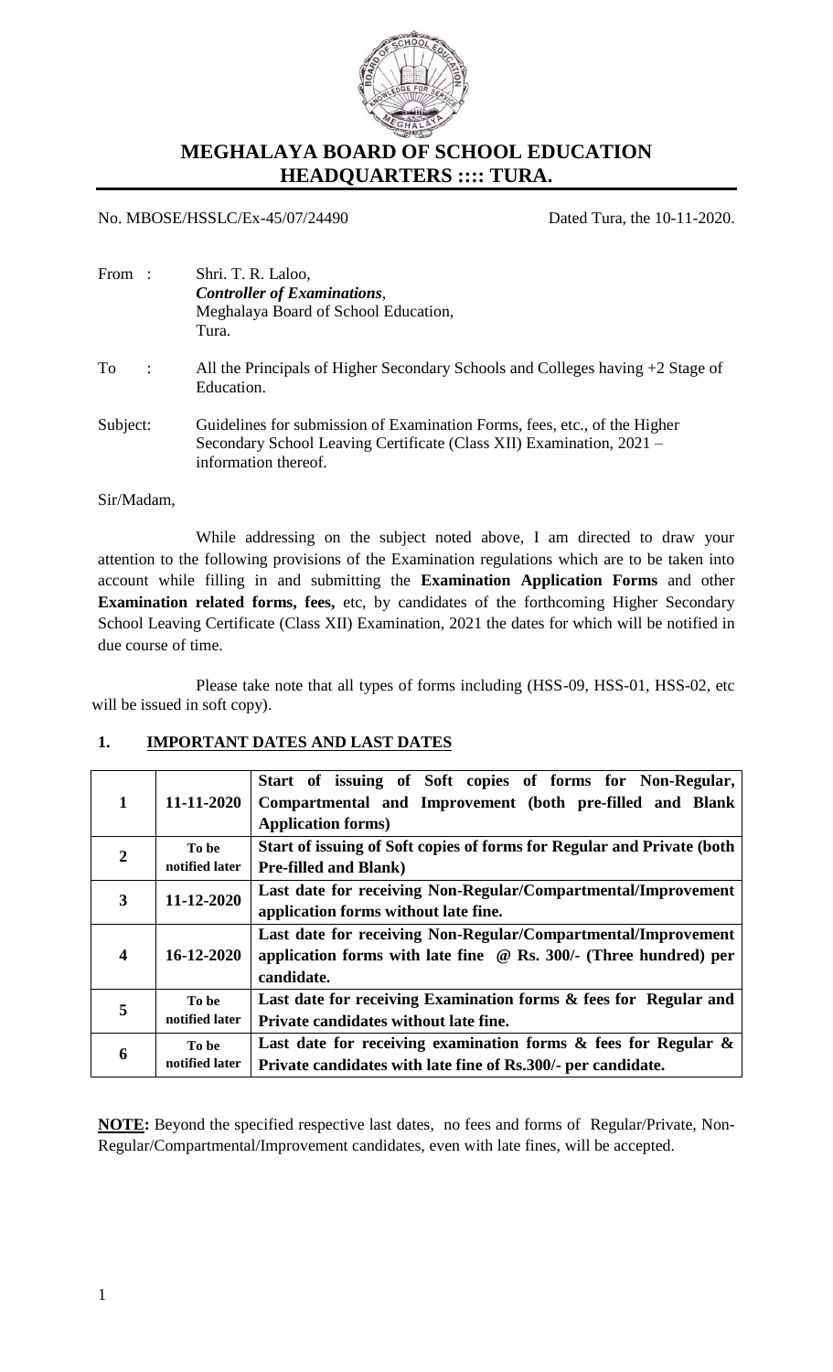# MEGHALAYA BOARD OF SCHOOL EDUCATION
## HEADQUARTERS :::: TURA.

No. MBOSE/HSSLC/Ex-45/07/24490 Dated Tura, the 10-11-2020.

From : Shri. T. R. Laloo,
***Controller of Examinations***,
Meghalaya Board of School Education,
Tura.

To : All the Principals of Higher Secondary Schools and Colleges having +2 Stage of Education.

Subject: Guidelines for submission of Examination Forms, fees, etc., of the Higher Secondary School Leaving Certificate (Class XII) Examination, 2021 – information thereof.

Sir/Madam,

While addressing on the subject noted above, I am directed to draw your attention to the following provisions of the Examination regulations which are to be taken into account while filling in and submitting the **Examination Application Forms** and other **Examination related forms, fees,** etc, by candidates of the forthcoming Higher Secondary School Leaving Certificate (Class XII) Examination, 2021 the dates for which will be notified in due course of time.

Please take note that all types of forms including (HSS-09, HSS-01, HSS-02, etc will be issued in soft copy).

**1. IMPORTANT DATES AND LAST DATES**

| | | |
|---|---|---|
| **1** | **11-11-2020** | **Start of issuing of Soft copies of forms for Non-Regular, Compartmental and Improvement (both pre-filled and Blank Application forms)** |
| **2** | **To be notified later** | **Start of issuing of Soft copies of forms for Regular and Private (both Pre-filled and Blank)** |
| **3** | **11-12-2020** | **Last date for receiving Non-Regular/Compartmental/Improvement application forms without late fine.** |
| **4** | **16-12-2020** | **Last date for receiving Non-Regular/Compartmental/Improvement application forms with late fine @ Rs. 300/- (Three hundred) per candidate.** |
| **5** | **To be notified later** | **Last date for receiving Examination forms & fees for Regular and Private candidates without late fine.** |
| **6** | **To be notified later** | **Last date for receiving examination forms & fees for Regular & Private candidates with late fine of Rs.300/- per candidate.** |

**NOTE:** Beyond the specified respective last dates, no fees and forms of Regular/Private, Non-Regular/Compartmental/Improvement candidates, even with late fines, will be accepted.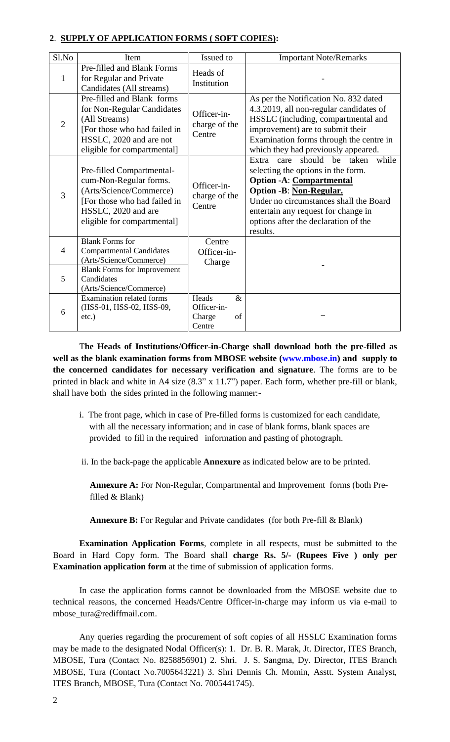## 2. SUPPLY OF APPLICATION FORMS ( SOFT COPIES):

| Sl.No | Item | Issued to | Important Note/Remarks |
|---|---|---|---|
| 1 | Pre-filled and Blank Forms for Regular and Private Candidates (All streams) | Heads of Institution | - |
| 2 | Pre-filled and Blank forms for Non-Regular Candidates (All Streams) [For those who had failed in HSSLC, 2020 and are not eligible for compartmental] | Officer-in-charge of the Centre | As per the Notification No. 832 dated 4.3.2019, all non-regular candidates of HSSLC (including, compartmental and improvement) are to submit their Examination forms through the centre in which they had previously appeared. |
| 3 | Pre-filled Compartmental-cum-Non-Regular forms. (Arts/Science/Commerce) [For those who had failed in HSSLC, 2020 and are eligible for compartmental] | Officer-in-charge of the Centre | Extra care should be taken while selecting the options in the form. **Option -A**: **Compartmental** **Option -B**: **Non-Regular.** Under no circumstances shall the Board entertain any request for change in options after the declaration of the results. |
| 4 | Blank Forms for Compartmental Candidates (Arts/Science/Commerce) | Centre Officer-in-Charge | - |
| 5 | Blank Forms for Improvement Candidates (Arts/Science/Commerce) | | |
| 6 | Examination related forms (HSS-01, HSS-02, HSS-09, etc.) | Heads & Officer-in-Charge of Centre | – |

T**he Heads of Institutions/Officer-in-Charge shall download both the pre-filled as well as the blank examination forms from MBOSE website (www.mbose.in) and supply to the concerned candidates for necessary verification and signature**. The forms are to be printed in black and white in A4 size (8.3" x 11.7") paper. Each form, whether pre-fill or blank, shall have both the sides printed in the following manner:-

i. The front page, which in case of Pre-filled forms is customized for each candidate, with all the necessary information; and in case of blank forms, blank spaces are provided to fill in the required information and pasting of photograph.

ii. In the back-page the applicable **Annexure** as indicated below are to be printed.

**Annexure A:** For Non-Regular, Compartmental and Improvement forms (both Pre-filled & Blank)

**Annexure B:** For Regular and Private candidates (for both Pre-fill & Blank)

**Examination Application Forms**, complete in all respects, must be submitted to the Board in Hard Copy form. The Board shall **charge Rs. 5/- (Rupees Five ) only per Examination application form** at the time of submission of application forms.

In case the application forms cannot be downloaded from the MBOSE website due to technical reasons, the concerned Heads/Centre Officer-in-charge may inform us via e-mail to mbose_tura@rediffmail.com.

Any queries regarding the procurement of soft copies of all HSSLC Examination forms may be made to the designated Nodal Officer(s): 1. Dr. B. R. Marak, Jt. Director, ITES Branch, MBOSE, Tura (Contact No. 8258856901) 2. Shri. J. S. Sangma, Dy. Director, ITES Branch MBOSE, Tura (Contact No.7005643221) 3. Shri Dennis Ch. Momin, Asstt. System Analyst, ITES Branch, MBOSE, Tura (Contact No. 7005441745).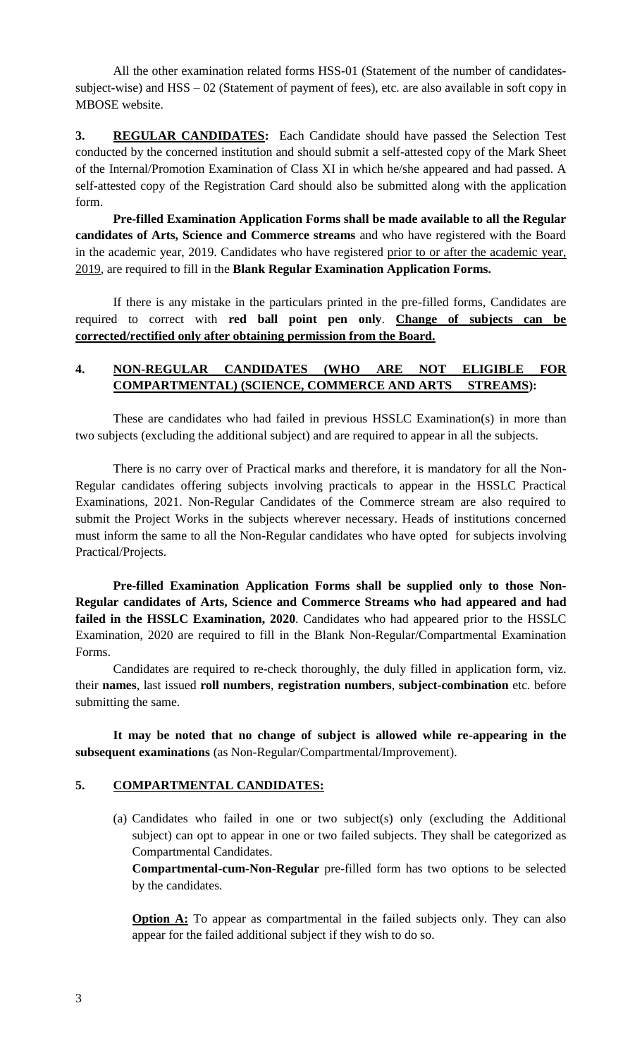All the other examination related forms HSS-01 (Statement of the number of candidates-subject-wise) and HSS – 02 (Statement of payment of fees), etc. are also available in soft copy in MBOSE website.

**3. REGULAR CANDIDATES:** Each Candidate should have passed the Selection Test conducted by the concerned institution and should submit a self-attested copy of the Mark Sheet of the Internal/Promotion Examination of Class XI in which he/she appeared and had passed. A self-attested copy of the Registration Card should also be submitted along with the application form.

**Pre-filled Examination Application Forms shall be made available to all the Regular candidates of Arts, Science and Commerce streams** and who have registered with the Board in the academic year, 2019. Candidates who have registered prior to or after the academic year, 2019, are required to fill in the **Blank Regular Examination Application Forms.**

If there is any mistake in the particulars printed in the pre-filled forms, Candidates are required to correct with **red ball point pen only**. **Change of subjects can be corrected/rectified only after obtaining permission from the Board.**

**4. NON-REGULAR CANDIDATES (WHO ARE NOT ELIGIBLE FOR COMPARTMENTAL) (SCIENCE, COMMERCE AND ARTS STREAMS):**

These are candidates who had failed in previous HSSLC Examination(s) in more than two subjects (excluding the additional subject) and are required to appear in all the subjects.

There is no carry over of Practical marks and therefore, it is mandatory for all the Non-Regular candidates offering subjects involving practicals to appear in the HSSLC Practical Examinations, 2021. Non-Regular Candidates of the Commerce stream are also required to submit the Project Works in the subjects wherever necessary. Heads of institutions concerned must inform the same to all the Non-Regular candidates who have opted for subjects involving Practical/Projects.

**Pre-filled Examination Application Forms shall be supplied only to those Non-Regular candidates of Arts, Science and Commerce Streams who had appeared and had failed in the HSSLC Examination, 2020**. Candidates who had appeared prior to the HSSLC Examination, 2020 are required to fill in the Blank Non-Regular/Compartmental Examination Forms.

Candidates are required to re-check thoroughly, the duly filled in application form, viz. their **names**, last issued **roll numbers**, **registration numbers**, **subject-combination** etc. before submitting the same.

**It may be noted that no change of subject is allowed while re-appearing in the subsequent examinations** (as Non-Regular/Compartmental/Improvement).

**5. COMPARTMENTAL CANDIDATES:**

(a) Candidates who failed in one or two subject(s) only (excluding the Additional subject) can opt to appear in one or two failed subjects. They shall be categorized as Compartmental Candidates.

**Compartmental-cum-Non-Regular** pre-filled form has two options to be selected by the candidates.

**Option A:** To appear as compartmental in the failed subjects only. They can also appear for the failed additional subject if they wish to do so.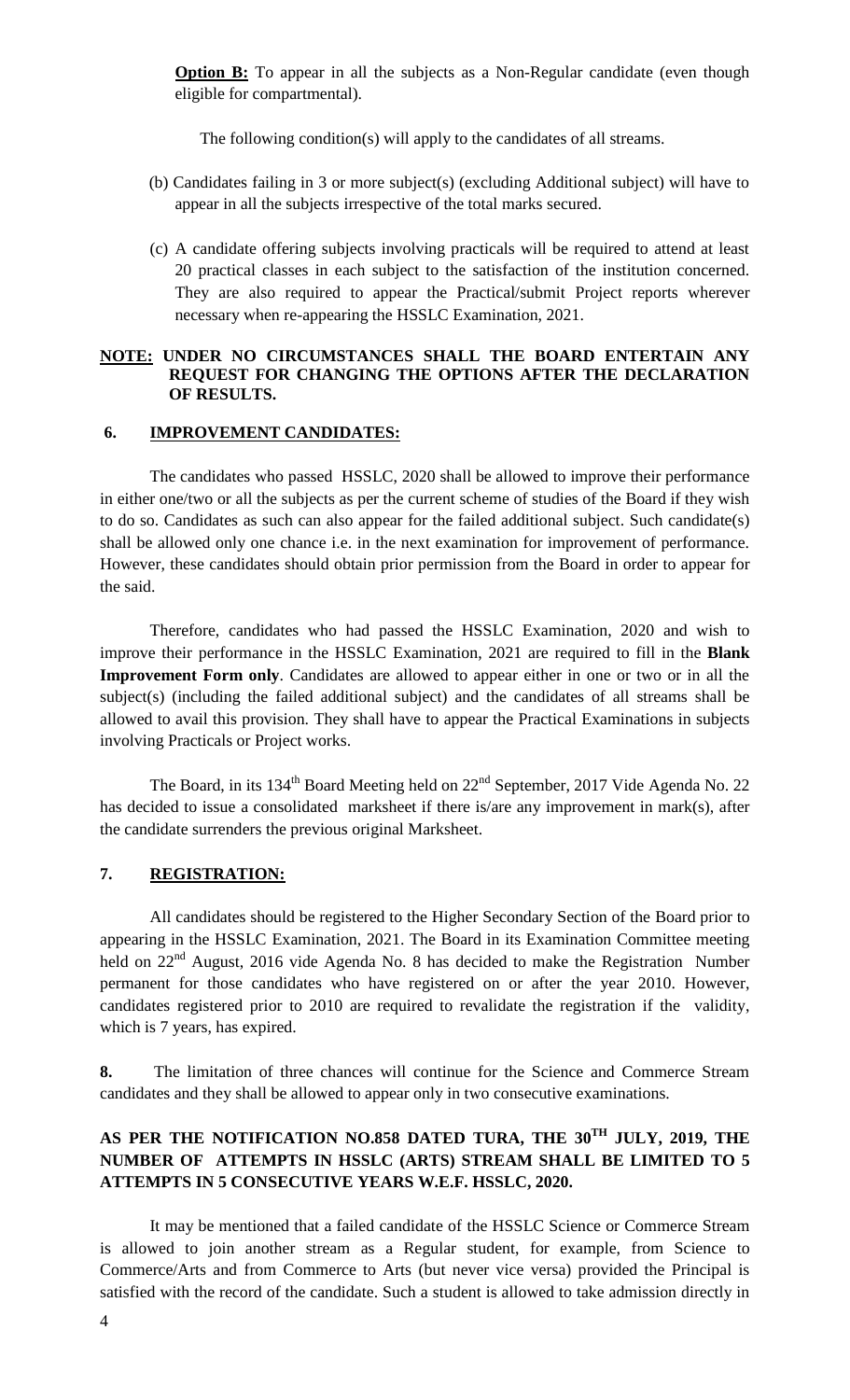**Option B:** To appear in all the subjects as a Non-Regular candidate (even though eligible for compartmental).

The following condition(s) will apply to the candidates of all streams.

(b) Candidates failing in 3 or more subject(s) (excluding Additional subject) will have to appear in all the subjects irrespective of the total marks secured.

(c) A candidate offering subjects involving practicals will be required to attend at least 20 practical classes in each subject to the satisfaction of the institution concerned. They are also required to appear the Practical/submit Project reports wherever necessary when re-appearing the HSSLC Examination, 2021.

**NOTE: UNDER NO CIRCUMSTANCES SHALL THE BOARD ENTERTAIN ANY REQUEST FOR CHANGING THE OPTIONS AFTER THE DECLARATION OF RESULTS.**

## 6. IMPROVEMENT CANDIDATES:

The candidates who passed HSSLC, 2020 shall be allowed to improve their performance in either one/two or all the subjects as per the current scheme of studies of the Board if they wish to do so. Candidates as such can also appear for the failed additional subject. Such candidate(s) shall be allowed only one chance i.e. in the next examination for improvement of performance. However, these candidates should obtain prior permission from the Board in order to appear for the said.

Therefore, candidates who had passed the HSSLC Examination, 2020 and wish to improve their performance in the HSSLC Examination, 2021 are required to fill in the **Blank Improvement Form only**. Candidates are allowed to appear either in one or two or in all the subject(s) (including the failed additional subject) and the candidates of all streams shall be allowed to avail this provision. They shall have to appear the Practical Examinations in subjects involving Practicals or Project works.

The Board, in its 134th Board Meeting held on 22nd September, 2017 Vide Agenda No. 22 has decided to issue a consolidated marksheet if there is/are any improvement in mark(s), after the candidate surrenders the previous original Marksheet.

## 7. REGISTRATION:

All candidates should be registered to the Higher Secondary Section of the Board prior to appearing in the HSSLC Examination, 2021. The Board in its Examination Committee meeting held on 22nd August, 2016 vide Agenda No. 8 has decided to make the Registration Number permanent for those candidates who have registered on or after the year 2010. However, candidates registered prior to 2010 are required to revalidate the registration if the validity, which is 7 years, has expired.

**8.** The limitation of three chances will continue for the Science and Commerce Stream candidates and they shall be allowed to appear only in two consecutive examinations.

**AS PER THE NOTIFICATION NO.858 DATED TURA, THE 30TH JULY, 2019, THE NUMBER OF ATTEMPTS IN HSSLC (ARTS) STREAM SHALL BE LIMITED TO 5 ATTEMPTS IN 5 CONSECUTIVE YEARS W.E.F. HSSLC, 2020.**

It may be mentioned that a failed candidate of the HSSLC Science or Commerce Stream is allowed to join another stream as a Regular student, for example, from Science to Commerce/Arts and from Commerce to Arts (but never vice versa) provided the Principal is satisfied with the record of the candidate. Such a student is allowed to take admission directly in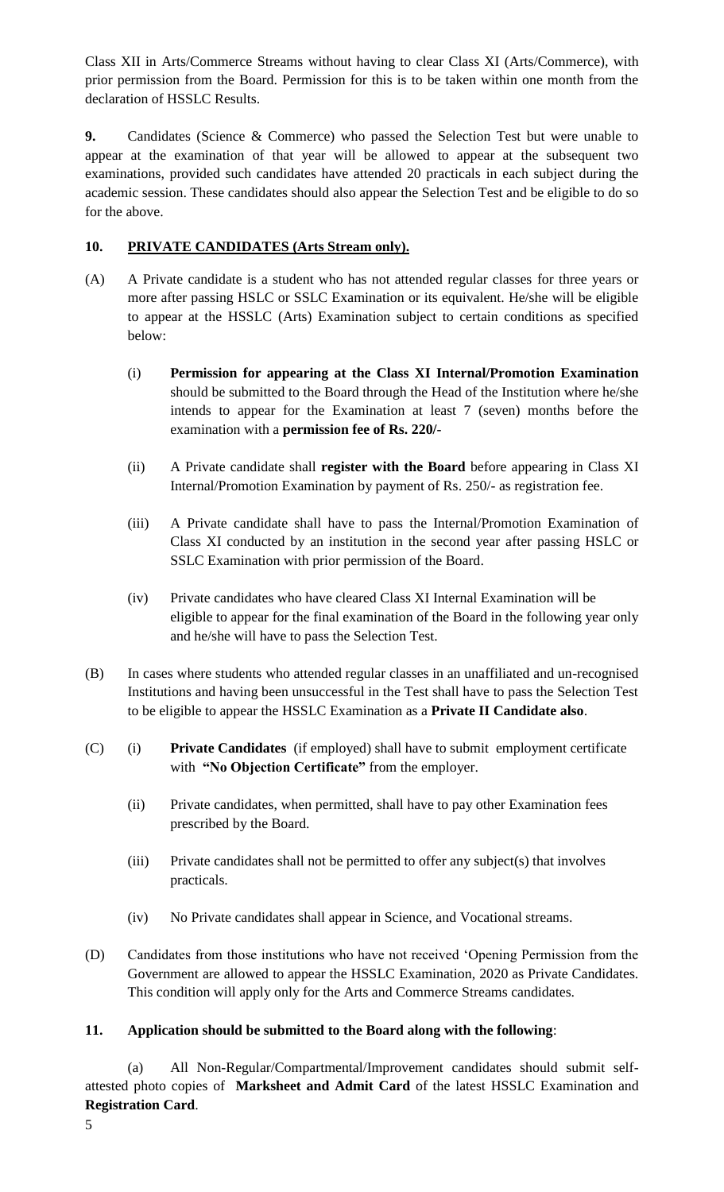Class XII in Arts/Commerce Streams without having to clear Class XI (Arts/Commerce), with prior permission from the Board. Permission for this is to be taken within one month from the declaration of HSSLC Results.

**9.** Candidates (Science & Commerce) who passed the Selection Test but were unable to appear at the examination of that year will be allowed to appear at the subsequent two examinations, provided such candidates have attended 20 practicals in each subject during the academic session. These candidates should also appear the Selection Test and be eligible to do so for the above.

**10. PRIVATE CANDIDATES (Arts Stream only).**

(A) A Private candidate is a student who has not attended regular classes for three years or more after passing HSLC or SSLC Examination or its equivalent. He/she will be eligible to appear at the HSSLC (Arts) Examination subject to certain conditions as specified below:

(i) **Permission for appearing at the Class XI Internal/Promotion Examination** should be submitted to the Board through the Head of the Institution where he/she intends to appear for the Examination at least 7 (seven) months before the examination with a **permission fee of Rs. 220/-**

(ii) A Private candidate shall **register with the Board** before appearing in Class XI Internal/Promotion Examination by payment of Rs. 250/- as registration fee.

(iii) A Private candidate shall have to pass the Internal/Promotion Examination of Class XI conducted by an institution in the second year after passing HSLC or SSLC Examination with prior permission of the Board.

(iv) Private candidates who have cleared Class XI Internal Examination will be eligible to appear for the final examination of the Board in the following year only and he/she will have to pass the Selection Test.

(B) In cases where students who attended regular classes in an unaffiliated and un-recognised Institutions and having been unsuccessful in the Test shall have to pass the Selection Test to be eligible to appear the HSSLC Examination as a **Private II Candidate also**.

(C) (i) **Private Candidates** (if employed) shall have to submit employment certificate with **"No Objection Certificate"** from the employer.

(ii) Private candidates, when permitted, shall have to pay other Examination fees prescribed by the Board.

(iii) Private candidates shall not be permitted to offer any subject(s) that involves practicals.

(iv) No Private candidates shall appear in Science, and Vocational streams.

(D) Candidates from those institutions who have not received 'Opening Permission from the Government are allowed to appear the HSSLC Examination, 2020 as Private Candidates. This condition will apply only for the Arts and Commerce Streams candidates.

**11. Application should be submitted to the Board along with the following**:

(a) All Non-Regular/Compartmental/Improvement candidates should submit self-attested photo copies of **Marksheet and Admit Card** of the latest HSSLC Examination and **Registration Card**.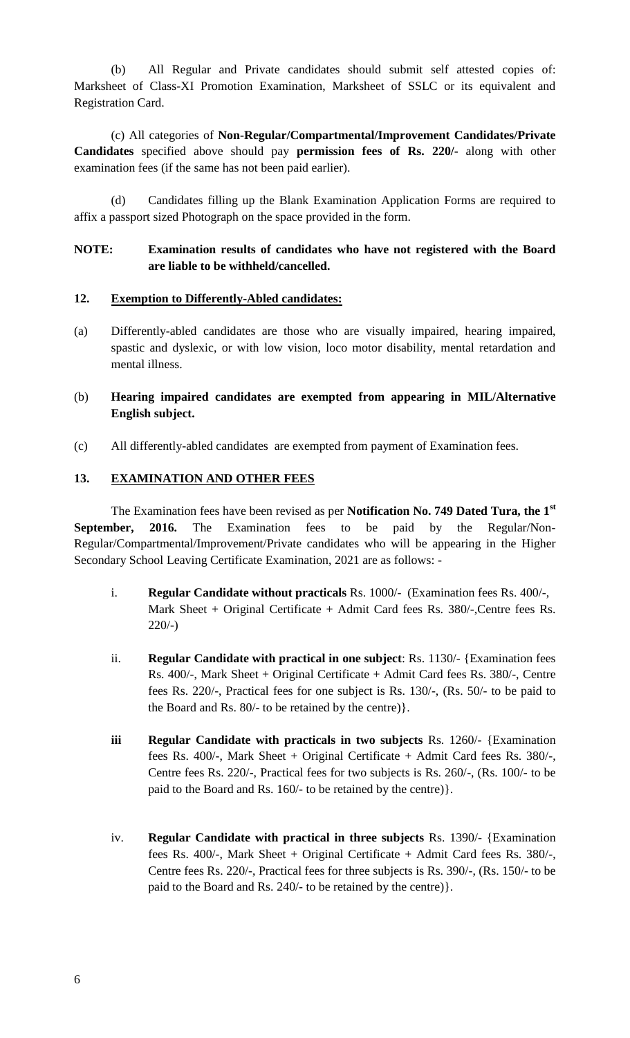(b) All Regular and Private candidates should submit self attested copies of: Marksheet of Class-XI Promotion Examination, Marksheet of SSLC or its equivalent and Registration Card.

(c) All categories of **Non-Regular/Compartmental/Improvement Candidates/Private Candidates** specified above should pay **permission fees of Rs. 220/-** along with other examination fees (if the same has not been paid earlier).

(d) Candidates filling up the Blank Examination Application Forms are required to affix a passport sized Photograph on the space provided in the form.

**NOTE: Examination results of candidates who have not registered with the Board are liable to be withheld/cancelled.**

## 12. Exemption to Differently-Abled candidates:

(a) Differently-abled candidates are those who are visually impaired, hearing impaired, spastic and dyslexic, or with low vision, loco motor disability, mental retardation and mental illness.

(b) **Hearing impaired candidates are exempted from appearing in MIL/Alternative English subject.**

(c) All differently-abled candidates are exempted from payment of Examination fees.

## 13. EXAMINATION AND OTHER FEES

The Examination fees have been revised as per **Notification No. 749 Dated Tura, the 1st September, 2016.** The Examination fees to be paid by the Regular/Non-Regular/Compartmental/Improvement/Private candidates who will be appearing in the Higher Secondary School Leaving Certificate Examination, 2021 are as follows: -

i. **Regular Candidate without practicals** Rs. 1000/- (Examination fees Rs. 400/-, Mark Sheet + Original Certificate + Admit Card fees Rs. 380/-,Centre fees Rs. 220/-)

ii. **Regular Candidate with practical in one subject**: Rs. 1130/- {Examination fees Rs. 400/-, Mark Sheet + Original Certificate + Admit Card fees Rs. 380/-, Centre fees Rs. 220/-, Practical fees for one subject is Rs. 130/-, (Rs. 50/- to be paid to the Board and Rs. 80/- to be retained by the centre)}.

iii **Regular Candidate with practicals in two subjects** Rs. 1260/- {Examination fees Rs. 400/-, Mark Sheet + Original Certificate + Admit Card fees Rs. 380/-, Centre fees Rs. 220/-, Practical fees for two subjects is Rs. 260/-, (Rs. 100/- to be paid to the Board and Rs. 160/- to be retained by the centre)}.

iv. **Regular Candidate with practical in three subjects** Rs. 1390/- {Examination fees Rs. 400/-, Mark Sheet + Original Certificate + Admit Card fees Rs. 380/-, Centre fees Rs. 220/-, Practical fees for three subjects is Rs. 390/-, (Rs. 150/- to be paid to the Board and Rs. 240/- to be retained by the centre)}.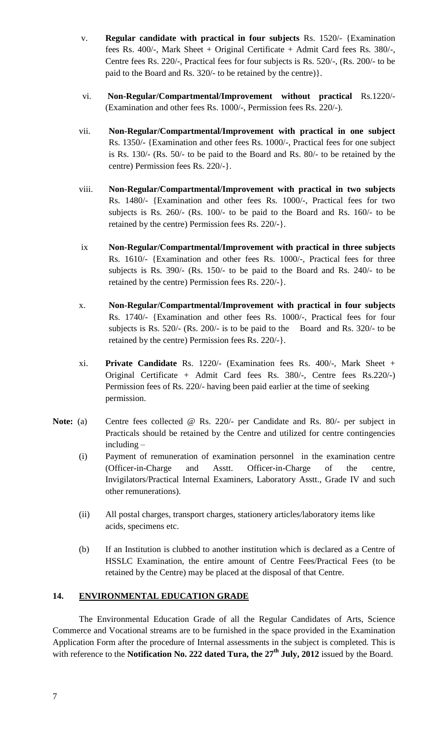v. **Regular candidate with practical in four subjects** Rs. 1520/- {Examination fees Rs. 400/-, Mark Sheet + Original Certificate + Admit Card fees Rs. 380/-, Centre fees Rs. 220/-, Practical fees for four subjects is Rs. 520/-, (Rs. 200/- to be paid to the Board and Rs. 320/- to be retained by the centre)}.

vi. **Non-Regular/Compartmental/Improvement without practical** Rs.1220/- (Examination and other fees Rs. 1000/-, Permission fees Rs. 220/-).

vii. **Non-Regular/Compartmental/Improvement with practical in one subject** Rs. 1350/- {Examination and other fees Rs. 1000/-, Practical fees for one subject is Rs. 130/- (Rs. 50/- to be paid to the Board and Rs. 80/- to be retained by the centre) Permission fees Rs. 220/-}.

viii. **Non-Regular/Compartmental/Improvement with practical in two subjects** Rs. 1480/- {Examination and other fees Rs. 1000/-, Practical fees for two subjects is Rs. 260/- (Rs. 100/- to be paid to the Board and Rs. 160/- to be retained by the centre) Permission fees Rs. 220/-}.

ix **Non-Regular/Compartmental/Improvement with practical in three subjects** Rs. 1610/- {Examination and other fees Rs. 1000/-, Practical fees for three subjects is Rs. 390/- (Rs. 150/- to be paid to the Board and Rs. 240/- to be retained by the centre) Permission fees Rs. 220/-}.

x. **Non-Regular/Compartmental/Improvement with practical in four subjects** Rs. 1740/- {Examination and other fees Rs. 1000/-, Practical fees for four subjects is Rs. 520/- (Rs. 200/- is to be paid to the Board and Rs. 320/- to be retained by the centre) Permission fees Rs. 220/-}.

xi. **Private Candidate** Rs. 1220/- (Examination fees Rs. 400/-, Mark Sheet + Original Certificate + Admit Card fees Rs. 380/-, Centre fees Rs.220/-) Permission fees of Rs. 220/- having been paid earlier at the time of seeking permission.

**Note:** (a) Centre fees collected @ Rs. 220/- per Candidate and Rs. 80/- per subject in Practicals should be retained by the Centre and utilized for centre contingencies including –

(i) Payment of remuneration of examination personnel in the examination centre (Officer-in-Charge and Asstt. Officer-in-Charge of the centre, Invigilators/Practical Internal Examiners, Laboratory Asstt., Grade IV and such other remunerations).

(ii) All postal charges, transport charges, stationery articles/laboratory items like acids, specimens etc.

(b) If an Institution is clubbed to another institution which is declared as a Centre of HSSLC Examination, the entire amount of Centre Fees/Practical Fees (to be retained by the Centre) may be placed at the disposal of that Centre.

## 14. ENVIRONMENTAL EDUCATION GRADE

The Environmental Education Grade of all the Regular Candidates of Arts, Science Commerce and Vocational streams are to be furnished in the space provided in the Examination Application Form after the procedure of Internal assessments in the subject is completed. This is with reference to the **Notification No. 222 dated Tura, the 27th July, 2012** issued by the Board.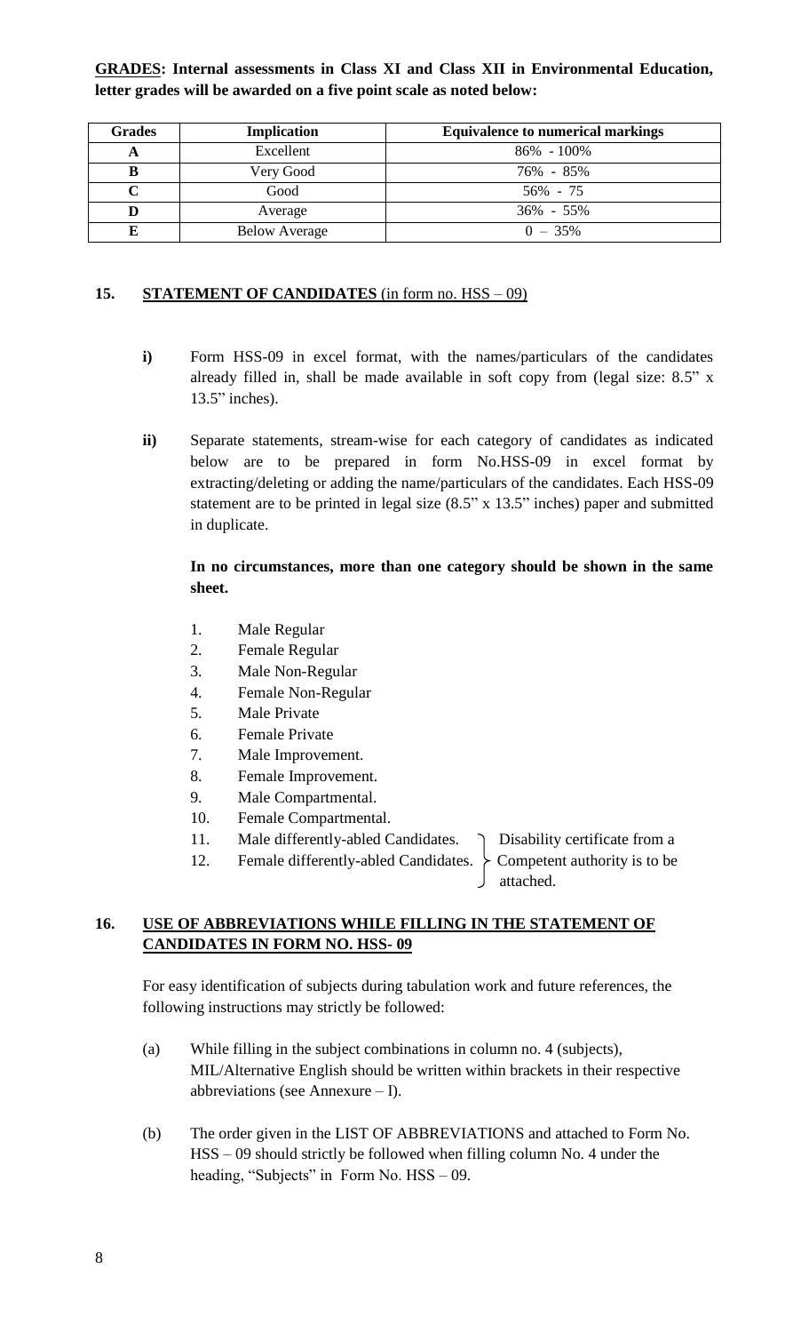**<u>GRADES</u>: Internal assessments in Class XI and Class XII in Environmental Education, letter grades will be awarded on a five point scale as noted below:**

| Grades | Implication | Equivalence to numerical markings |
|---|---|---|
| A | Excellent | 86% - 100% |
| B | Very Good | 76% - 85% |
| C | Good | 56% - 75 |
| D | Average | 36% - 55% |
| E | Below Average | 0 – 35% |

## 15. STATEMENT OF CANDIDATES (in form no. HSS – 09)

**i)** Form HSS-09 in excel format, with the names/particulars of the candidates already filled in, shall be made available in soft copy from (legal size: 8.5" x 13.5" inches).

**ii)** Separate statements, stream-wise for each category of candidates as indicated below are to be prepared in form No.HSS-09 in excel format by extracting/deleting or adding the name/particulars of the candidates. Each HSS-09 statement are to be printed in legal size (8.5" x 13.5" inches) paper and submitted in duplicate.

**In no circumstances, more than one category should be shown in the same sheet.**

1. Male Regular
2. Female Regular
3. Male Non-Regular
4. Female Non-Regular
5. Male Private
6. Female Private
7. Male Improvement.
8. Female Improvement.
9. Male Compartmental.
10. Female Compartmental.
11. Male differently-abled Candidates.
12. Female differently-abled Candidates.

(For 11 and 12: Disability certificate from a Competent authority is to be attached.)

## 16. USE OF ABBREVIATIONS WHILE FILLING IN THE STATEMENT OF CANDIDATES IN FORM NO. HSS- 09

For easy identification of subjects during tabulation work and future references, the following instructions may strictly be followed:

(a) While filling in the subject combinations in column no. 4 (subjects), MIL/Alternative English should be written within brackets in their respective abbreviations (see Annexure – I).

(b) The order given in the LIST OF ABBREVIATIONS and attached to Form No. HSS – 09 should strictly be followed when filling column No. 4 under the heading, "Subjects" in Form No. HSS – 09.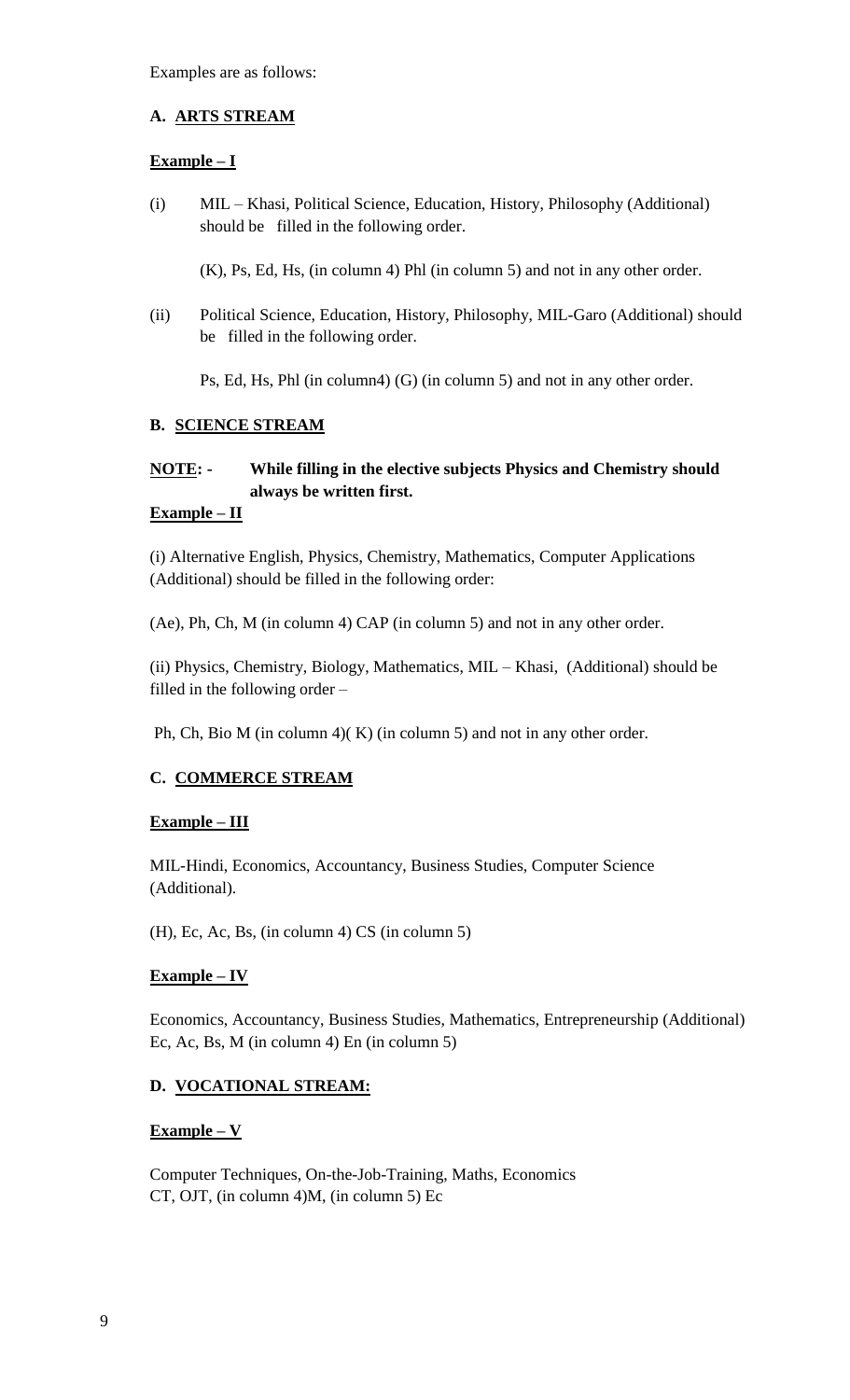Examples are as follows:

### A. ARTS STREAM

**Example – I**

(i) MIL – Khasi, Political Science, Education, History, Philosophy (Additional) should be filled in the following order.

(K), Ps, Ed, Hs, (in column 4) Phl (in column 5) and not in any other order.

(ii) Political Science, Education, History, Philosophy, MIL-Garo (Additional) should be filled in the following order.

Ps, Ed, Hs, Phl (in column4) (G) (in column 5) and not in any other order.

### B. SCIENCE STREAM

**NOTE: - While filling in the elective subjects Physics and Chemistry should always be written first.**

**Example – II**

(i) Alternative English, Physics, Chemistry, Mathematics, Computer Applications (Additional) should be filled in the following order:

(Ae), Ph, Ch, M (in column 4) CAP (in column 5) and not in any other order.

(ii) Physics, Chemistry, Biology, Mathematics, MIL – Khasi, (Additional) should be filled in the following order –

Ph, Ch, Bio M (in column 4)( K) (in column 5) and not in any other order.

### C. COMMERCE STREAM

**Example – III**

MIL-Hindi, Economics, Accountancy, Business Studies, Computer Science (Additional).

(H), Ec, Ac, Bs, (in column 4) CS (in column 5)

**Example – IV**

Economics, Accountancy, Business Studies, Mathematics, Entrepreneurship (Additional)
Ec, Ac, Bs, M (in column 4) En (in column 5)

### D. VOCATIONAL STREAM:

**Example – V**

Computer Techniques, On-the-Job-Training, Maths, Economics
CT, OJT, (in column 4)M, (in column 5) Ec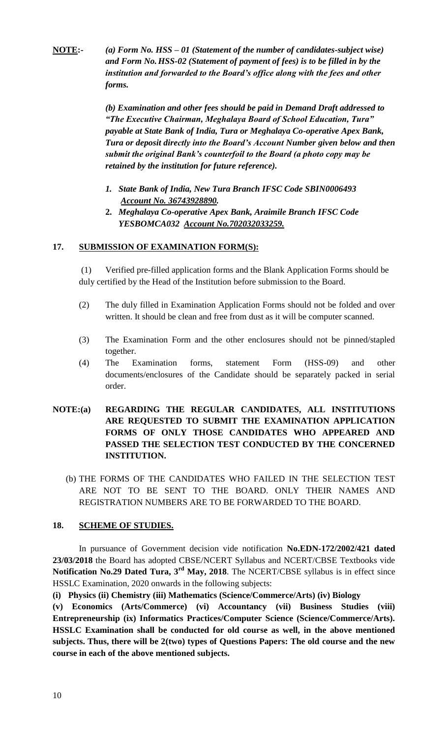**NOTE:-** ***(a) Form No. HSS – 01 (Statement of the number of candidates-subject wise) and Form No. HSS-02 (Statement of payment of fees) is to be filled in by the institution and forwarded to the Board's office along with the fees and other forms.***

***(b) Examination and other fees should be paid in Demand Draft addressed to "The Executive Chairman, Meghalaya Board of School Education, Tura" payable at State Bank of India, Tura or Meghalaya Co-operative Apex Bank, Tura or deposit directly into the Board's Account Number given below and then submit the original Bank's counterfoil to the Board (a photo copy may be retained by the institution for future reference).***

1. ***State Bank of India, New Tura Branch IFSC Code SBIN0006493 Account No. 36743928890.***
2. ***Meghalaya Co-operative Apex Bank, Araimile Branch IFSC Code YESBOMCA032 Account No.702032033259.***

## 17. SUBMISSION OF EXAMINATION FORM(S):

(1) Verified pre-filled application forms and the Blank Application Forms should be duly certified by the Head of the Institution before submission to the Board.

(2) The duly filled in Examination Application Forms should not be folded and over written. It should be clean and free from dust as it will be computer scanned.

(3) The Examination Form and the other enclosures should not be pinned/stapled together.

(4) The Examination forms, statement Form (HSS-09) and other documents/enclosures of the Candidate should be separately packed in serial order.

**NOTE:(a) REGARDING THE REGULAR CANDIDATES, ALL INSTITUTIONS ARE REQUESTED TO SUBMIT THE EXAMINATION APPLICATION FORMS OF ONLY THOSE CANDIDATES WHO APPEARED AND PASSED THE SELECTION TEST CONDUCTED BY THE CONCERNED INSTITUTION.**

(b) THE FORMS OF THE CANDIDATES WHO FAILED IN THE SELECTION TEST ARE NOT TO BE SENT TO THE BOARD. ONLY THEIR NAMES AND REGISTRATION NUMBERS ARE TO BE FORWARDED TO THE BOARD.

## 18. SCHEME OF STUDIES.

In pursuance of Government decision vide notification **No.EDN-172/2002/421 dated 23/03/2018** the Board has adopted CBSE/NCERT Syllabus and NCERT/CBSE Textbooks vide **Notification No.29 Dated Tura, 3rd May, 2018**. The NCERT/CBSE syllabus is in effect since HSSLC Examination, 2020 onwards in the following subjects:

**(i) Physics (ii) Chemistry (iii) Mathematics (Science/Commerce/Arts) (iv) Biology (v) Economics (Arts/Commerce) (vi) Accountancy (vii) Business Studies (viii) Entrepreneurship (ix) Informatics Practices/Computer Science (Science/Commerce/Arts). HSSLC Examination shall be conducted for old course as well, in the above mentioned subjects. Thus, there will be 2(two) types of Questions Papers: The old course and the new course in each of the above mentioned subjects.**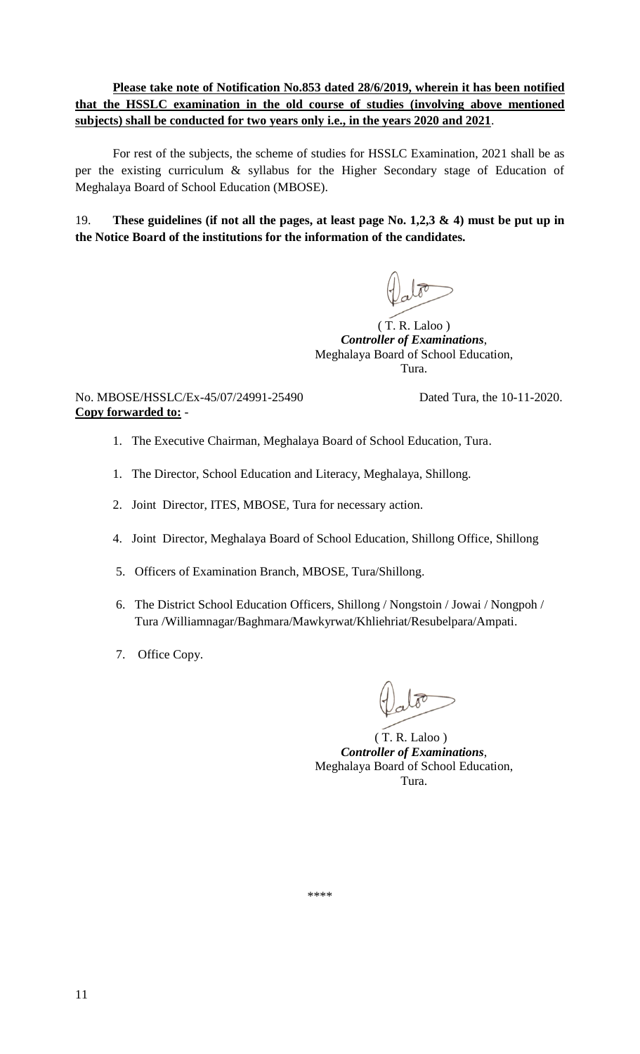**Please take note of Notification No.853 dated 28/6/2019, wherein it has been notified that the HSSLC examination in the old course of studies (involving above mentioned subjects) shall be conducted for two years only i.e., in the years 2020 and 2021**.

For rest of the subjects, the scheme of studies for HSSLC Examination, 2021 shall be as per the existing curriculum & syllabus for the Higher Secondary stage of Education of Meghalaya Board of School Education (MBOSE).

19. **These guidelines (if not all the pages, at least page No. 1,2,3 & 4) must be put up in the Notice Board of the institutions for the information of the candidates.**

( T. R. Laloo )
***Controller of Examinations***,
Meghalaya Board of School Education,
Tura.

No. MBOSE/HSSLC/Ex-45/07/24991-25490 Dated Tura, the 10-11-2020.

**Copy forwarded to:** -

1. The Executive Chairman, Meghalaya Board of School Education, Tura.
1. The Director, School Education and Literacy, Meghalaya, Shillong.
2. Joint Director, ITES, MBOSE, Tura for necessary action.
4. Joint Director, Meghalaya Board of School Education, Shillong Office, Shillong
5. Officers of Examination Branch, MBOSE, Tura/Shillong.
6. The District School Education Officers, Shillong / Nongstoin / Jowai / Nongpoh / Tura /Williamnagar/Baghmara/Mawkyrwat/Khliehriat/Resubelpara/Ampati.
7. Office Copy.

( T. R. Laloo )
***Controller of Examinations***,
Meghalaya Board of School Education,
Tura.

\*\*\*\*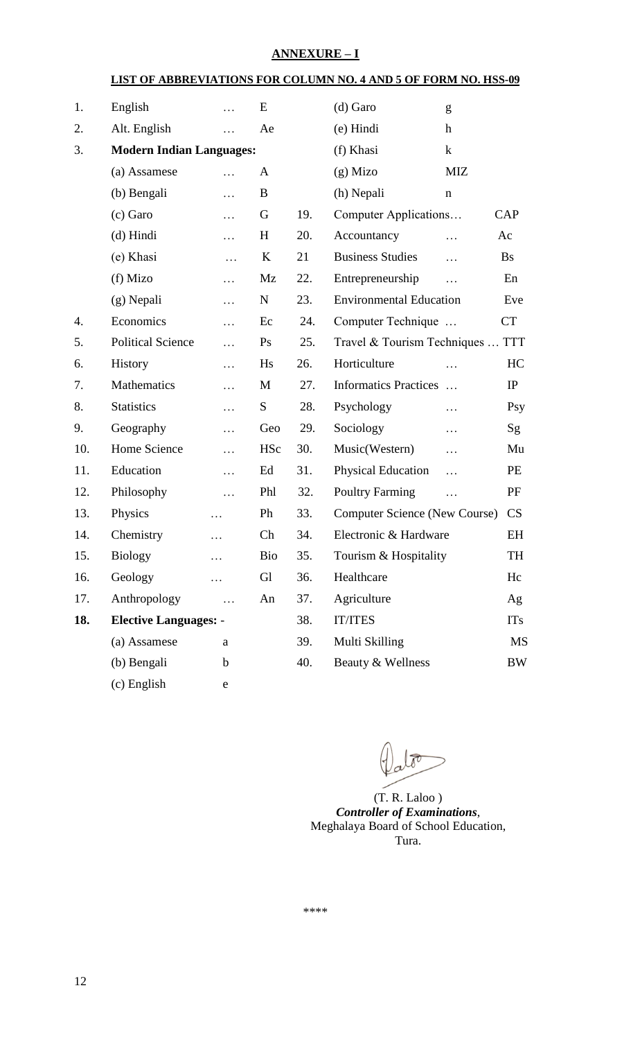## ANNEXURE – I

### LIST OF ABBREVIATIONS FOR COLUMN NO. 4 AND 5 OF FORM NO. HSS-09

| | | | | | | |
|---|---|---|---|---|---|---|
| 1. | English | … | E | | (d) Garo | g |
| 2. | Alt. English | … | Ae | | (e) Hindi | h |
| 3. | **Modern Indian Languages:** | | | | (f) Khasi | k |
| | (a) Assamese | … | A | | (g) Mizo | MIZ |
| | (b) Bengali | … | B | | (h) Nepali | n |
| | (c) Garo | … | G | 19. | Computer Applications… | CAP |
| | (d) Hindi | … | H | 20. | Accountancy … | Ac |
| | (e) Khasi | … | K | 21 | Business Studies … | Bs |
| | (f) Mizo | … | Mz | 22. | Entrepreneurship … | En |
| | (g) Nepali | … | N | 23. | Environmental Education | Eve |
| 4. | Economics | … | Ec | 24. | Computer Technique … | CT |
| 5. | Political Science | … | Ps | 25. | Travel & Tourism Techniques … | TTT |
| 6. | History | … | Hs | 26. | Horticulture … | HC |
| 7. | Mathematics | … | M | 27. | Informatics Practices … | IP |
| 8. | Statistics | … | S | 28. | Psychology … | Psy |
| 9. | Geography | … | Geo | 29. | Sociology … | Sg |
| 10. | Home Science | … | HSc | 30. | Music(Western) … | Mu |
| 11. | Education | … | Ed | 31. | Physical Education … | PE |
| 12. | Philosophy | … | Phl | 32. | Poultry Farming … | PF |
| 13. | Physics | … | Ph | 33. | Computer Science (New Course) | CS |
| 14. | Chemistry | … | Ch | 34. | Electronic & Hardware | EH |
| 15. | Biology | … | Bio | 35. | Tourism & Hospitality | TH |
| 16. | Geology | … | Gl | 36. | Healthcare | Hc |
| 17. | Anthropology | … | An | 37. | Agriculture | Ag |
| **18.** | **Elective Languages: -** | | | 38. | IT/ITES | ITs |
| | (a) Assamese | a | | 39. | Multi Skilling | MS |
| | (b) Bengali | b | | 40. | Beauty & Wellness | BW |
| | (c) English | e | | | | |

(T. R. Laloo )
***Controller of Examinations***,
Meghalaya Board of School Education,
Tura.

\*\*\*\*